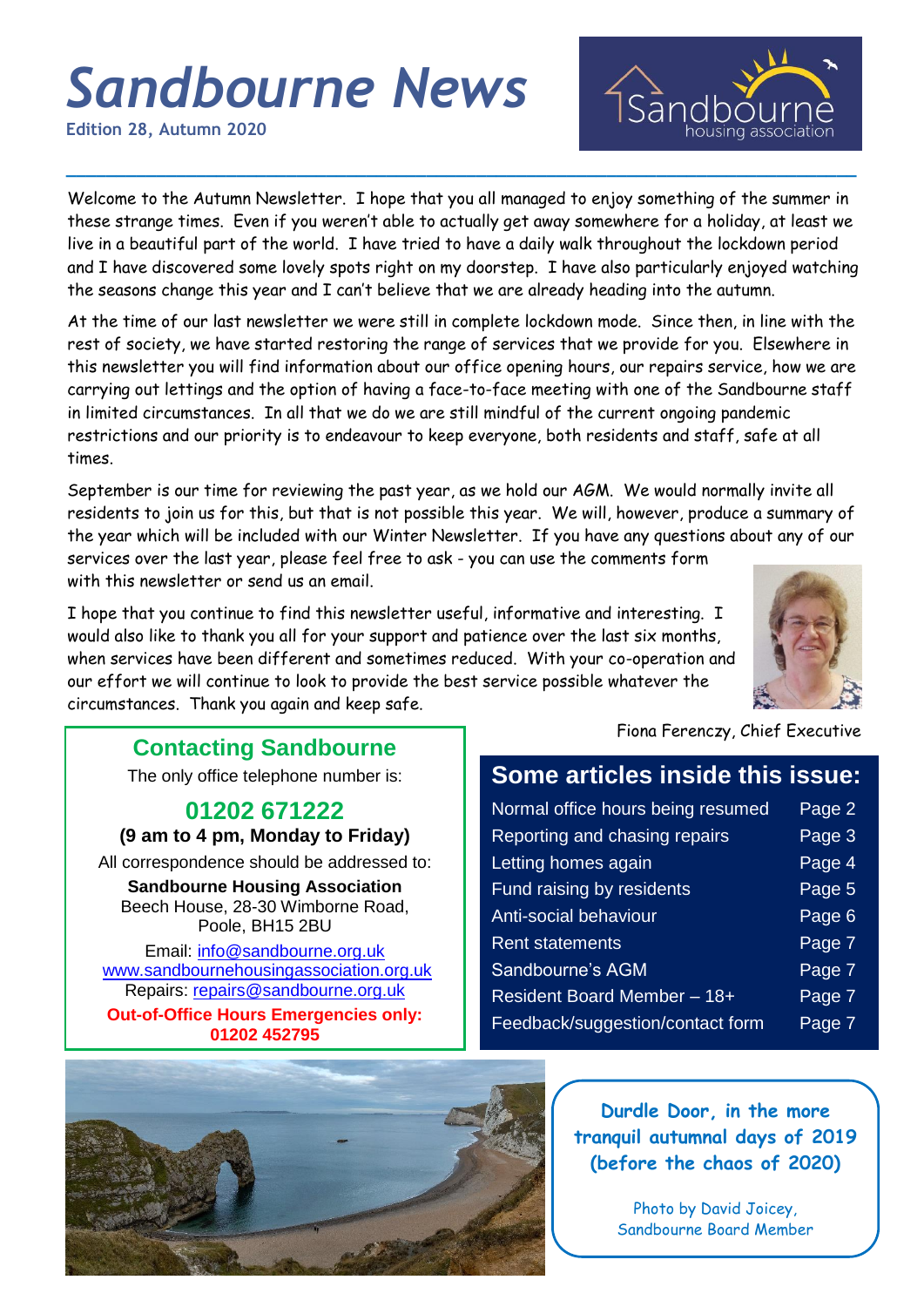# Sandbourne News

**Edition 28, Autumn 2020**

Sandbourne housing association

Welcome to the Autumn Newsletter. I hope that you all managed to enjoy something of the summer in these strange times. Even if you weren't able to actually get away somewhere for a holiday, at least we live in a beautiful part of the world. I have tried to have a daily walk throughout the lockdown period and I have discovered some lovely spots right on my doorstep. I have also particularly enjoyed watching the seasons change this year and I can't believe that we are already heading into the autumn.

At the time of our last newsletter we were still in complete lockdown mode. Since then, in line with the rest of society, we have started restoring the range of services that we provide for you. Elsewhere in this newsletter you will find information about our office opening hours, our repairs service, how we are carrying out lettings and the option of having a face-to-face meeting with one of the Sandbourne staff in limited circumstances. In all that we do we are still mindful of the current ongoing pandemic restrictions and our priority is to endeavour to keep everyone, both residents and staff, safe at all times.

September is our time for reviewing the past year, as we hold our AGM. We would normally invite all residents to join us for this, but that is not possible this year. We will, however, produce a summary of the year which will be included with our Winter Newsletter. If you have any questions about any of our services over the last year, please feel free to ask - you can use the comments form with this newsletter or send us an email.

I hope that you continue to find this newsletter useful, informative and interesting. I would also like to thank you all for your support and patience over the last six months, when services have been different and sometimes reduced. With your co-operation and our effort we will continue to look to provide the best service possible whatever the circumstances. Thank you again and keep safe.

Fiona Ferenczy, Chief Executive

## Contacting Sandbourne

The only office telephone number is:

**01202 671222**

**(9 am to 4 pm, Monday to Friday)**

All correspondence should be addressed to:

**Sandbourne Housing Association**
Beech House, 28-30 Wimborne Road,
Poole, BH15 2BU

Email: info@sandbourne.org.uk
www.sandbournehousingassociation.org.uk
Repairs: repairs@sandbourne.org.uk

**Out-of-Office Hours Emergencies only: 01202 452795**

## Some articles inside this issue:

| Article | Page |
|---|---|
| Normal office hours being resumed | Page 2 |
| Reporting and chasing repairs | Page 3 |
| Letting homes again | Page 4 |
| Fund raising by residents | Page 5 |
| Anti-social behaviour | Page 6 |
| Rent statements | Page 7 |
| Sandbourne's AGM | Page 7 |
| Resident Board Member – 18+ | Page 7 |
| Feedback/suggestion/contact form | Page 7 |

**Durdle Door, in the more tranquil autumnal days of 2019 (before the chaos of 2020)**

Photo by David Joicey, Sandbourne Board Member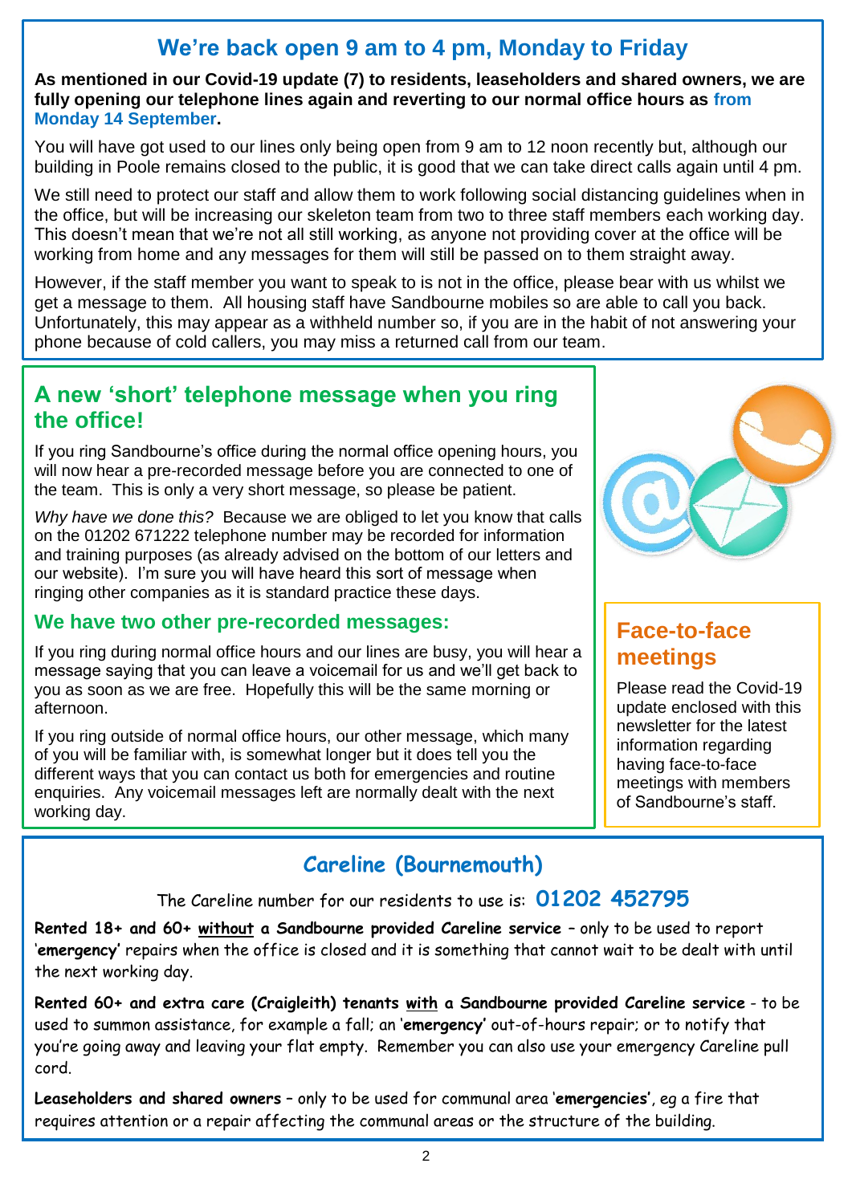## We're back open 9 am to 4 pm, Monday to Friday

**As mentioned in our Covid-19 update (7) to residents, leaseholders and shared owners, we are fully opening our telephone lines again and reverting to our normal office hours as from Monday 14 September.**

You will have got used to our lines only being open from 9 am to 12 noon recently but, although our building in Poole remains closed to the public, it is good that we can take direct calls again until 4 pm.

We still need to protect our staff and allow them to work following social distancing guidelines when in the office, but will be increasing our skeleton team from two to three staff members each working day. This doesn't mean that we're not all still working, as anyone not providing cover at the office will be working from home and any messages for them will still be passed on to them straight away.

However, if the staff member you want to speak to is not in the office, please bear with us whilst we get a message to them. All housing staff have Sandbourne mobiles so are able to call you back. Unfortunately, this may appear as a withheld number so, if you are in the habit of not answering your phone because of cold callers, you may miss a returned call from our team.

## A new 'short' telephone message when you ring the office!

If you ring Sandbourne's office during the normal office opening hours, you will now hear a pre-recorded message before you are connected to one of the team. This is only a very short message, so please be patient.

*Why have we done this?* Because we are obliged to let you know that calls on the 01202 671222 telephone number may be recorded for information and training purposes (as already advised on the bottom of our letters and our website). I'm sure you will have heard this sort of message when ringing other companies as it is standard practice these days.

### We have two other pre-recorded messages:

If you ring during normal office hours and our lines are busy, you will hear a message saying that you can leave a voicemail for us and we'll get back to you as soon as we are free. Hopefully this will be the same morning or afternoon.

If you ring outside of normal office hours, our other message, which many of you will be familiar with, is somewhat longer but it does tell you the different ways that you can contact us both for emergencies and routine enquiries. Any voicemail messages left are normally dealt with the next working day.

## Face-to-face meetings

Please read the Covid-19 update enclosed with this newsletter for the latest information regarding having face-to-face meetings with members of Sandbourne's staff.

## Careline (Bournemouth)

The Careline number for our residents to use is: **01202 452795**

**Rented 18+ and 60+ without a Sandbourne provided Careline service** – only to be used to report '**emergency**' repairs when the office is closed and it is something that cannot wait to be dealt with until the next working day.

**Rented 60+ and extra care (Craigleith) tenants with a Sandbourne provided Careline service** - to be used to summon assistance, for example a fall; an '**emergency**' out-of-hours repair; or to notify that you're going away and leaving your flat empty. Remember you can also use your emergency Careline pull cord.

**Leaseholders and shared owners** – only to be used for communal area '**emergencies**', eg a fire that requires attention or a repair affecting the communal areas or the structure of the building.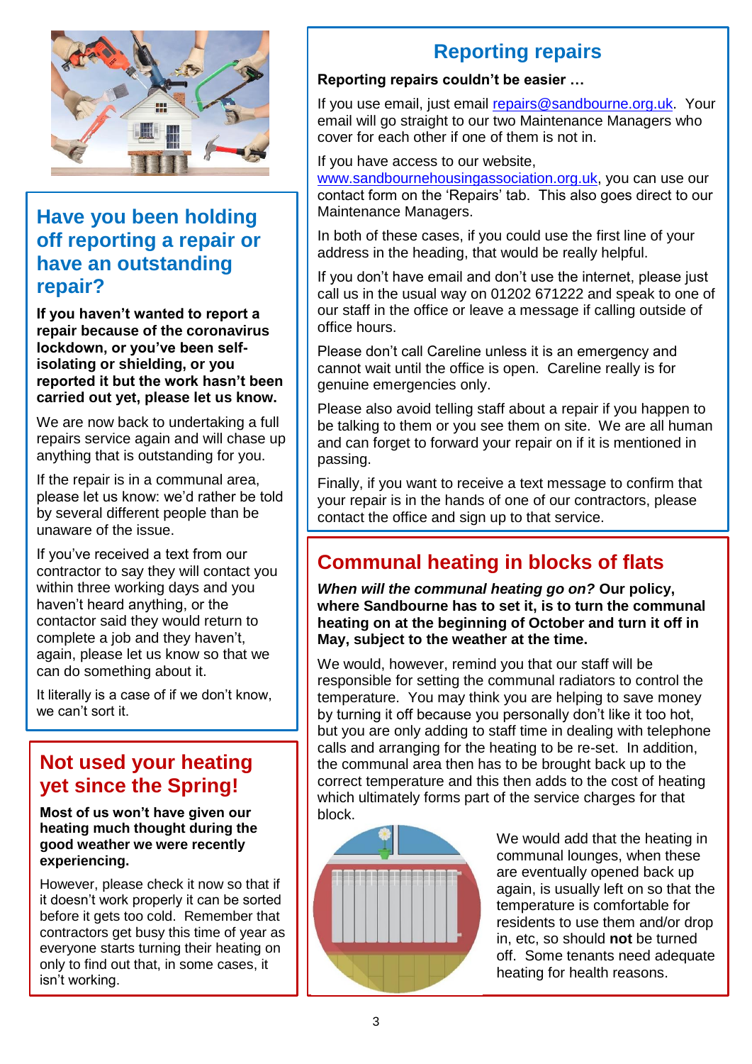## Have you been holding off reporting a repair or have an outstanding repair?

**If you haven't wanted to report a repair because of the coronavirus lockdown, or you've been self-isolating or shielding, or you reported it but the work hasn't been carried out yet, please let us know.**

We are now back to undertaking a full repairs service again and will chase up anything that is outstanding for you.

If the repair is in a communal area, please let us know: we'd rather be told by several different people than be unaware of the issue.

If you've received a text from our contractor to say they will contact you within three working days and you haven't heard anything, or the contactor said they would return to complete a job and they haven't, again, please let us know so that we can do something about it.

It literally is a case of if we don't know, we can't sort it.

## Not used your heating yet since the Spring!

**Most of us won't have given our heating much thought during the good weather we were recently experiencing.**

However, please check it now so that if it doesn't work properly it can be sorted before it gets too cold. Remember that contractors get busy this time of year as everyone starts turning their heating on only to find out that, in some cases, it isn't working.

## Reporting repairs

**Reporting repairs couldn't be easier …**

If you use email, just email repairs@sandbourne.org.uk. Your email will go straight to our two Maintenance Managers who cover for each other if one of them is not in.

If you have access to our website, www.sandbournehousingassociation.org.uk, you can use our contact form on the 'Repairs' tab. This also goes direct to our Maintenance Managers.

In both of these cases, if you could use the first line of your address in the heading, that would be really helpful.

If you don't have email and don't use the internet, please just call us in the usual way on 01202 671222 and speak to one of our staff in the office or leave a message if calling outside of office hours.

Please don't call Careline unless it is an emergency and cannot wait until the office is open. Careline really is for genuine emergencies only.

Please also avoid telling staff about a repair if you happen to be talking to them or you see them on site. We are all human and can forget to forward your repair on if it is mentioned in passing.

Finally, if you want to receive a text message to confirm that your repair is in the hands of one of our contractors, please contact the office and sign up to that service.

## Communal heating in blocks of flats

***When will the communal heating go on?* Our policy, where Sandbourne has to set it, is to turn the communal heating on at the beginning of October and turn it off in May, subject to the weather at the time.**

We would, however, remind you that our staff will be responsible for setting the communal radiators to control the temperature. You may think you are helping to save money by turning it off because you personally don't like it too hot, but you are only adding to staff time in dealing with telephone calls and arranging for the heating to be re-set. In addition, the communal area then has to be brought back up to the correct temperature and this then adds to the cost of heating which ultimately forms part of the service charges for that block.

We would add that the heating in communal lounges, when these are eventually opened back up again, is usually left on so that the temperature is comfortable for residents to use them and/or drop in, etc, so should **not** be turned off. Some tenants need adequate heating for health reasons.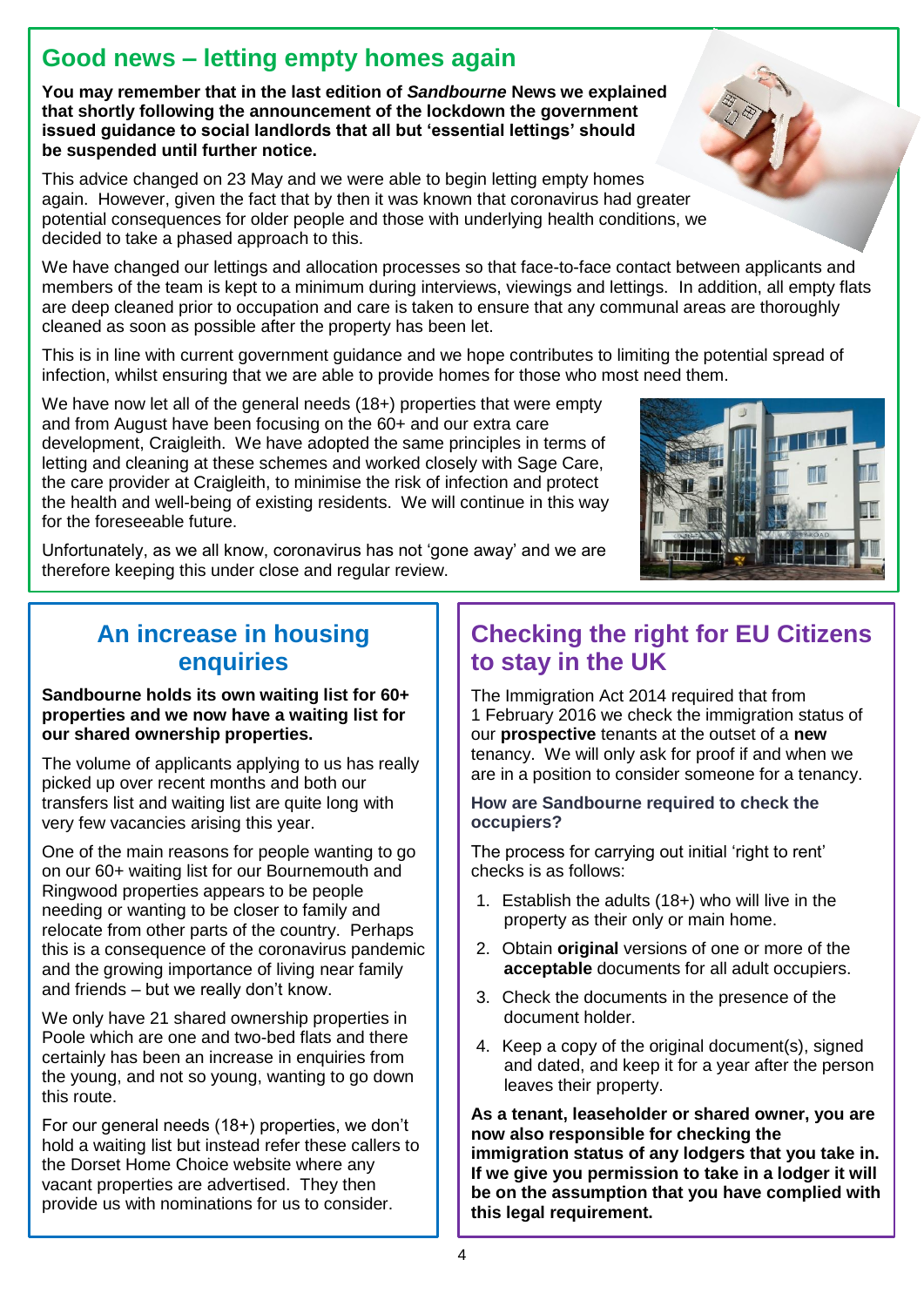## Good news – letting empty homes again

**You may remember that in the last edition of *Sandbourne* News we explained that shortly following the announcement of the lockdown the government issued guidance to social landlords that all but 'essential lettings' should be suspended until further notice.**

This advice changed on 23 May and we were able to begin letting empty homes again. However, given the fact that by then it was known that coronavirus had greater potential consequences for older people and those with underlying health conditions, we decided to take a phased approach to this.

We have changed our lettings and allocation processes so that face-to-face contact between applicants and members of the team is kept to a minimum during interviews, viewings and lettings. In addition, all empty flats are deep cleaned prior to occupation and care is taken to ensure that any communal areas are thoroughly cleaned as soon as possible after the property has been let.

This is in line with current government guidance and we hope contributes to limiting the potential spread of infection, whilst ensuring that we are able to provide homes for those who most need them.

We have now let all of the general needs (18+) properties that were empty and from August have been focusing on the 60+ and our extra care development, Craigleith. We have adopted the same principles in terms of letting and cleaning at these schemes and worked closely with Sage Care, the care provider at Craigleith, to minimise the risk of infection and protect the health and well-being of existing residents. We will continue in this way for the foreseeable future.

Unfortunately, as we all know, coronavirus has not 'gone away' and we are therefore keeping this under close and regular review.

## An increase in housing enquiries

**Sandbourne holds its own waiting list for 60+ properties and we now have a waiting list for our shared ownership properties.**

The volume of applicants applying to us has really picked up over recent months and both our transfers list and waiting list are quite long with very few vacancies arising this year.

One of the main reasons for people wanting to go on our 60+ waiting list for our Bournemouth and Ringwood properties appears to be people needing or wanting to be closer to family and relocate from other parts of the country. Perhaps this is a consequence of the coronavirus pandemic and the growing importance of living near family and friends – but we really don't know.

We only have 21 shared ownership properties in Poole which are one and two-bed flats and there certainly has been an increase in enquiries from the young, and not so young, wanting to go down this route.

For our general needs (18+) properties, we don't hold a waiting list but instead refer these callers to the Dorset Home Choice website where any vacant properties are advertised. They then provide us with nominations for us to consider.

## Checking the right for EU Citizens to stay in the UK

The Immigration Act 2014 required that from 1 February 2016 we check the immigration status of our **prospective** tenants at the outset of a **new** tenancy. We will only ask for proof if and when we are in a position to consider someone for a tenancy.

### How are Sandbourne required to check the occupiers?

The process for carrying out initial 'right to rent' checks is as follows:

1. Establish the adults (18+) who will live in the property as their only or main home.
2. Obtain **original** versions of one or more of the **acceptable** documents for all adult occupiers.
3. Check the documents in the presence of the document holder.
4. Keep a copy of the original document(s), signed and dated, and keep it for a year after the person leaves their property.

**As a tenant, leaseholder or shared owner, you are now also responsible for checking the immigration status of any lodgers that you take in. If we give you permission to take in a lodger it will be on the assumption that you have complied with this legal requirement.**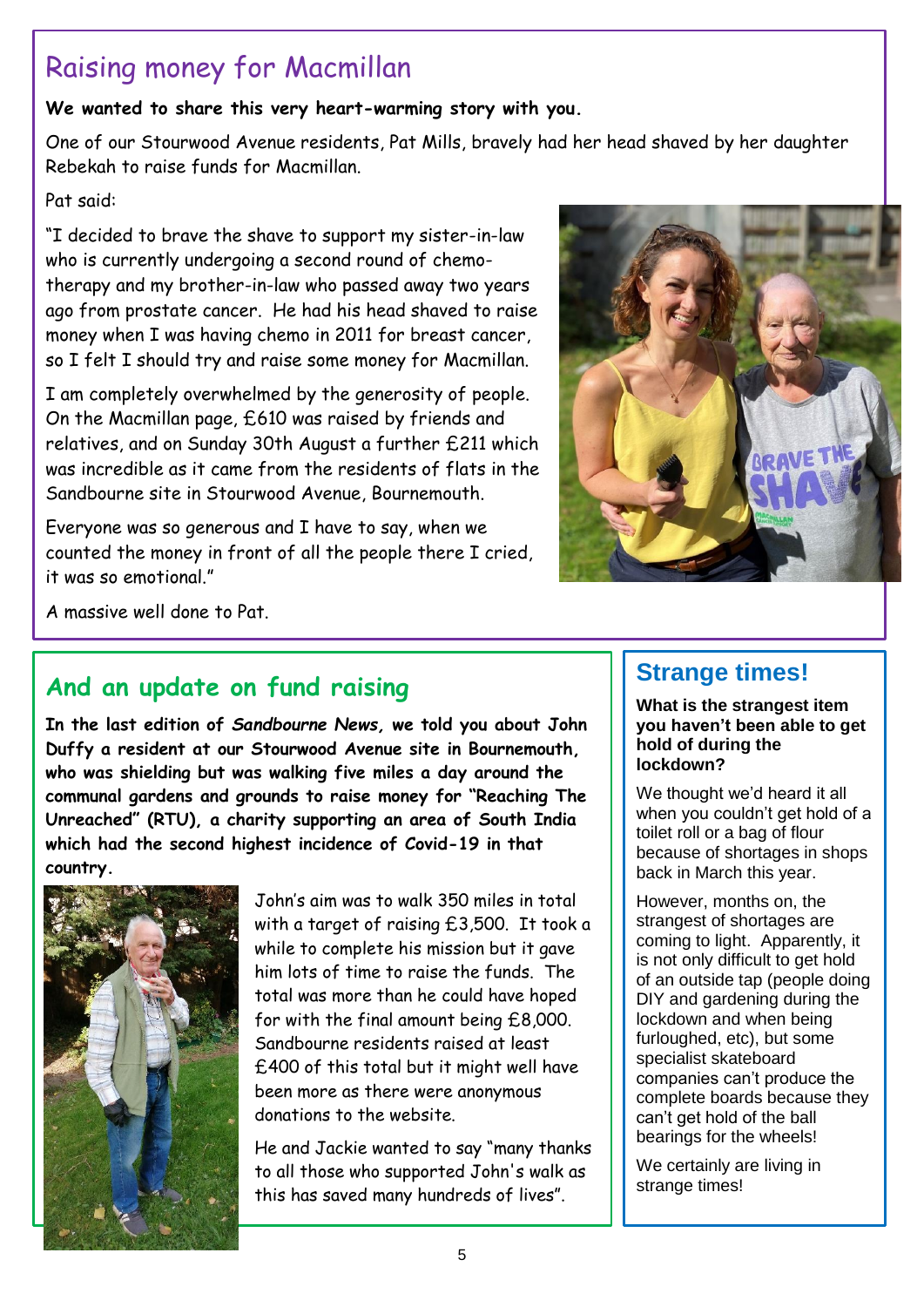## Raising money for Macmillan

**We wanted to share this very heart-warming story with you.**

One of our Stourwood Avenue residents, Pat Mills, bravely had her head shaved by her daughter Rebekah to raise funds for Macmillan.

Pat said:

"I decided to brave the shave to support my sister-in-law who is currently undergoing a second round of chemo-therapy and my brother-in-law who passed away two years ago from prostate cancer. He had his head shaved to raise money when I was having chemo in 2011 for breast cancer, so I felt I should try and raise some money for Macmillan.

I am completely overwhelmed by the generosity of people. On the Macmillan page, £610 was raised by friends and relatives, and on Sunday 30th August a further £211 which was incredible as it came from the residents of flats in the Sandbourne site in Stourwood Avenue, Bournemouth.

Everyone was so generous and I have to say, when we counted the money in front of all the people there I cried, it was so emotional."

A massive well done to Pat.

## And an update on fund raising

**In the last edition of *Sandbourne News*, we told you about John Duffy a resident at our Stourwood Avenue site in Bournemouth, who was shielding but was walking five miles a day around the communal gardens and grounds to raise money for "Reaching The Unreached" (RTU), a charity supporting an area of South India which had the second highest incidence of Covid-19 in that country.**

John's aim was to walk 350 miles in total with a target of raising £3,500. It took a while to complete his mission but it gave him lots of time to raise the funds. The total was more than he could have hoped for with the final amount being £8,000. Sandbourne residents raised at least £400 of this total but it might well have been more as there were anonymous donations to the website.

He and Jackie wanted to say "many thanks to all those who supported John's walk as this has saved many hundreds of lives".

## Strange times!

**What is the strangest item you haven't been able to get hold of during the lockdown?**

We thought we'd heard it all when you couldn't get hold of a toilet roll or a bag of flour because of shortages in shops back in March this year.

However, months on, the strangest of shortages are coming to light. Apparently, it is not only difficult to get hold of an outside tap (people doing DIY and gardening during the lockdown and when being furloughed, etc), but some specialist skateboard companies can't produce the complete boards because they can't get hold of the ball bearings for the wheels!

We certainly are living in strange times!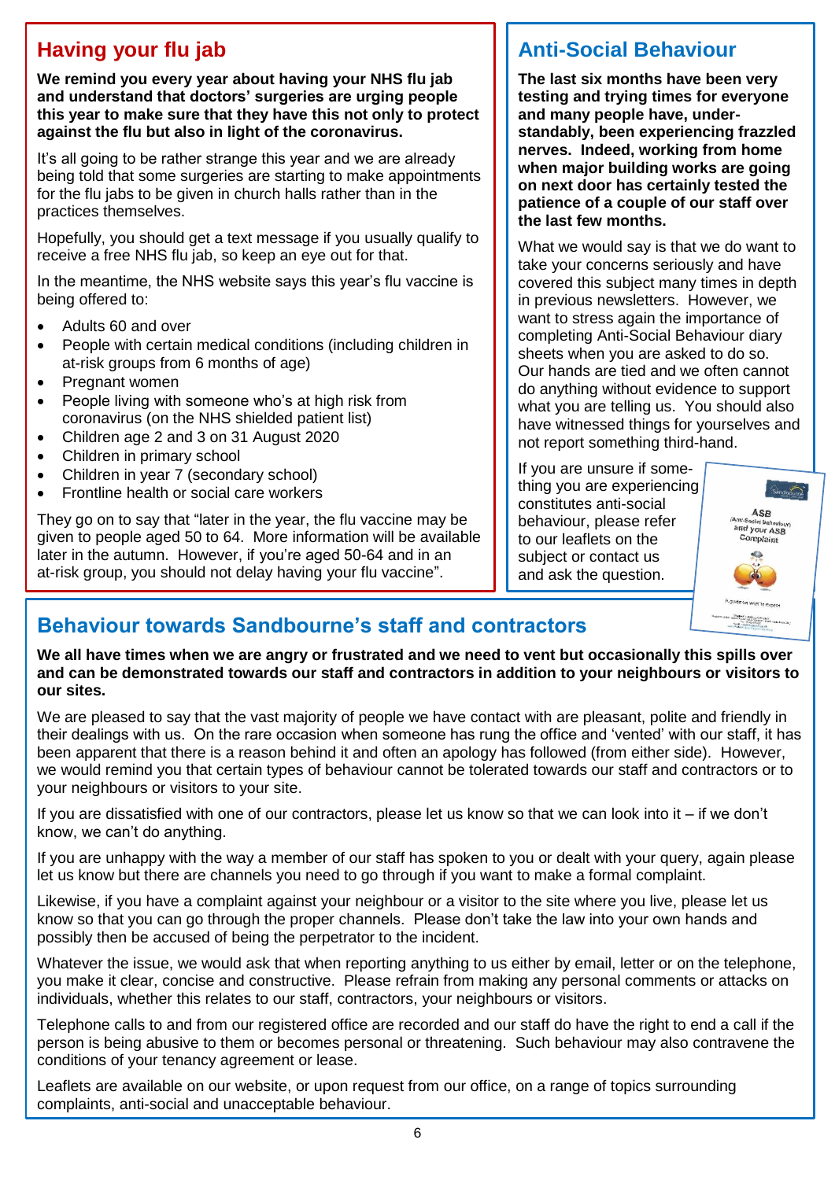## Having your flu jab

**We remind you every year about having your NHS flu jab and understand that doctors' surgeries are urging people this year to make sure that they have this not only to protect against the flu but also in light of the coronavirus.**

It's all going to be rather strange this year and we are already being told that some surgeries are starting to make appointments for the flu jabs to be given in church halls rather than in the practices themselves.

Hopefully, you should get a text message if you usually qualify to receive a free NHS flu jab, so keep an eye out for that.

In the meantime, the NHS website says this year's flu vaccine is being offered to:

- Adults 60 and over
- People with certain medical conditions (including children in at-risk groups from 6 months of age)
- Pregnant women
- People living with someone who's at high risk from coronavirus (on the NHS shielded patient list)
- Children age 2 and 3 on 31 August 2020
- Children in primary school
- Children in year 7 (secondary school)
- Frontline health or social care workers

They go on to say that "later in the year, the flu vaccine may be given to people aged 50 to 64. More information will be available later in the autumn. However, if you're aged 50-64 and in an at-risk group, you should not delay having your flu vaccine".

## Anti-Social Behaviour

**The last six months have been very testing and trying times for everyone and many people have, understandably, been experiencing frazzled nerves. Indeed, working from home when major building works are going on next door has certainly tested the patience of a couple of our staff over the last few months.**

What we would say is that we do want to take your concerns seriously and have covered this subject many times in depth in previous newsletters. However, we want to stress again the importance of completing Anti-Social Behaviour diary sheets when you are asked to do so. Our hands are tied and we often cannot do anything without evidence to support what you are telling us. You should also have witnessed things for yourselves and not report something third-hand.

If you are unsure if something you are experiencing constitutes anti-social behaviour, please refer to our leaflets on the subject or contact us and ask the question.

## Behaviour towards Sandbourne's staff and contractors

**We all have times when we are angry or frustrated and we need to vent but occasionally this spills over and can be demonstrated towards our staff and contractors in addition to your neighbours or visitors to our sites.**

We are pleased to say that the vast majority of people we have contact with are pleasant, polite and friendly in their dealings with us. On the rare occasion when someone has rung the office and 'vented' with our staff, it has been apparent that there is a reason behind it and often an apology has followed (from either side). However, we would remind you that certain types of behaviour cannot be tolerated towards our staff and contractors or to your neighbours or visitors to your site.

If you are dissatisfied with one of our contractors, please let us know so that we can look into it – if we don't know, we can't do anything.

If you are unhappy with the way a member of our staff has spoken to you or dealt with your query, again please let us know but there are channels you need to go through if you want to make a formal complaint.

Likewise, if you have a complaint against your neighbour or a visitor to the site where you live, please let us know so that you can go through the proper channels. Please don't take the law into your own hands and possibly then be accused of being the perpetrator to the incident.

Whatever the issue, we would ask that when reporting anything to us either by email, letter or on the telephone, you make it clear, concise and constructive. Please refrain from making any personal comments or attacks on individuals, whether this relates to our staff, contractors, your neighbours or visitors.

Telephone calls to and from our registered office are recorded and our staff do have the right to end a call if the person is being abusive to them or becomes personal or threatening. Such behaviour may also contravene the conditions of your tenancy agreement or lease.

Leaflets are available on our website, or upon request from our office, on a range of topics surrounding complaints, anti-social and unacceptable behaviour.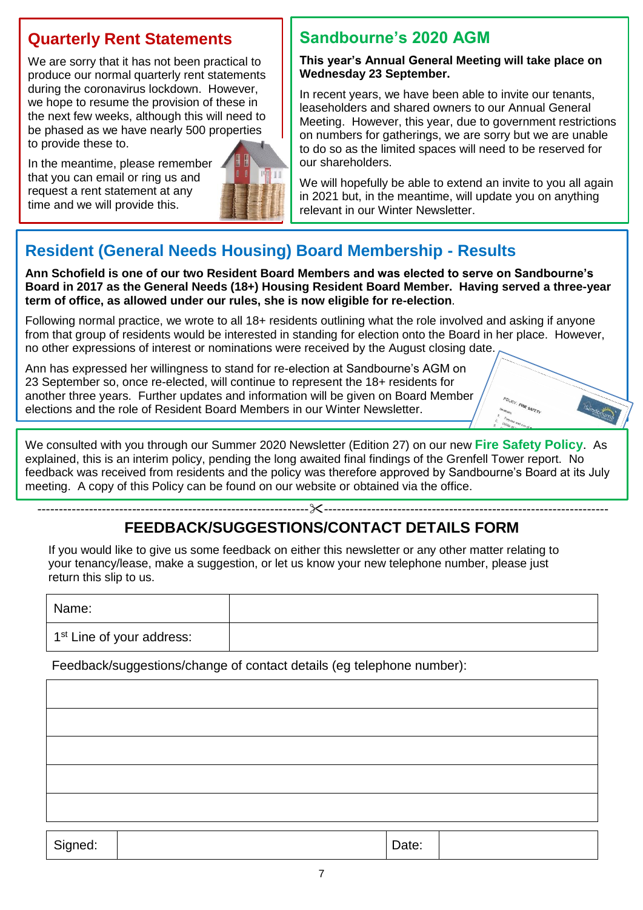## Quarterly Rent Statements

We are sorry that it has not been practical to produce our normal quarterly rent statements during the coronavirus lockdown. However, we hope to resume the provision of these in the next few weeks, although this will need to be phased as we have nearly 500 properties to provide these to.

In the meantime, please remember that you can email or ring us and request a rent statement at any time and we will provide this.

## Sandbourne's 2020 AGM

**This year's Annual General Meeting will take place on Wednesday 23 September.**

In recent years, we have been able to invite our tenants, leaseholders and shared owners to our Annual General Meeting. However, this year, due to government restrictions on numbers for gatherings, we are sorry but we are unable to do so as the limited spaces will need to be reserved for our shareholders.

We will hopefully be able to extend an invite to you all again in 2021 but, in the meantime, will update you on anything relevant in our Winter Newsletter.

## Resident (General Needs Housing) Board Membership - Results

**Ann Schofield is one of our two Resident Board Members and was elected to serve on Sandbourne's Board in 2017 as the General Needs (18+) Housing Resident Board Member. Having served a three-year term of office, as allowed under our rules, she is now eligible for re-election.**

Following normal practice, we wrote to all 18+ residents outlining what the role involved and asking if anyone from that group of residents would be interested in standing for election onto the Board in her place. However, no other expressions of interest or nominations were received by the August closing date.

Ann has expressed her willingness to stand for re-election at Sandbourne's AGM on 23 September so, once re-elected, will continue to represent the 18+ residents for another three years. Further updates and information will be given on Board Member elections and the role of Resident Board Members in our Winter Newsletter.

We consulted with you through our Summer 2020 Newsletter (Edition 27) on our new **Fire Safety Policy**. As explained, this is an interim policy, pending the long awaited final findings of the Grenfell Tower report. No feedback was received from residents and the policy was therefore approved by Sandbourne's Board at its July meeting. A copy of this Policy can be found on our website or obtained via the office.

---

## FEEDBACK/SUGGESTIONS/CONTACT DETAILS FORM

If you would like to give us some feedback on either this newsletter or any other matter relating to your tenancy/lease, make a suggestion, or let us know your new telephone number, please just return this slip to us.

| Name: | |
|---|---|
| 1st Line of your address: | |

Feedback/suggestions/change of contact details (eg telephone number):

| |
|---|
| |
| |
| |
| |
| |

| Signed: | | Date: | |
|---|---|---|---|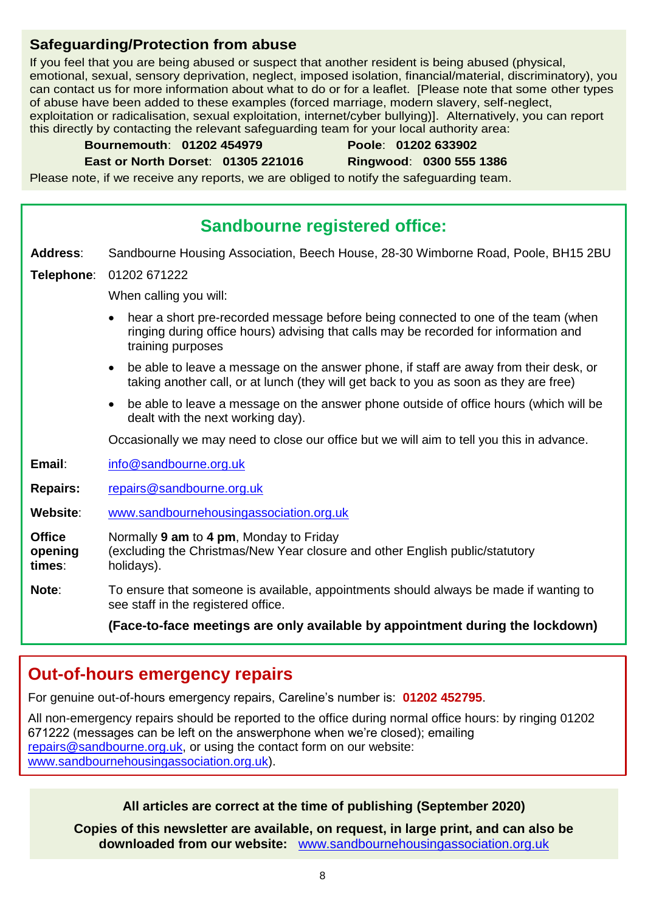## Safeguarding/Protection from abuse

If you feel that you are being abused or suspect that another resident is being abused (physical, emotional, sexual, sensory deprivation, neglect, imposed isolation, financial/material, discriminatory), you can contact us for more information about what to do or for a leaflet. [Please note that some other types of abuse have been added to these examples (forced marriage, modern slavery, self-neglect, exploitation or radicalisation, sexual exploitation, internet/cyber bullying)]. Alternatively, you can report this directly by contacting the relevant safeguarding team for your local authority area:

**Bournemouth**: **01202 454979** | **Poole**: **01202 633902**

**East or North Dorset**: **01305 221016** | **Ringwood**: **0300 555 1386**

Please note, if we receive any reports, we are obliged to notify the safeguarding team.

## Sandbourne registered office:

**Address**: Sandbourne Housing Association, Beech House, 28-30 Wimborne Road, Poole, BH15 2BU

**Telephone**: 01202 671222

When calling you will:

- hear a short pre-recorded message before being connected to one of the team (when ringing during office hours) advising that calls may be recorded for information and training purposes
- be able to leave a message on the answer phone, if staff are away from their desk, or taking another call, or at lunch (they will get back to you as soon as they are free)
- be able to leave a message on the answer phone outside of office hours (which will be dealt with the next working day).

Occasionally we may need to close our office but we will aim to tell you this in advance.

**Email**: info@sandbourne.org.uk

**Repairs:** repairs@sandbourne.org.uk

**Website**: www.sandbournehousingassociation.org.uk

**Office opening times**: Normally **9 am** to **4 pm**, Monday to Friday (excluding the Christmas/New Year closure and other English public/statutory holidays).

**Note**: To ensure that someone is available, appointments should always be made if wanting to see staff in the registered office.

**(Face-to-face meetings are only available by appointment during the lockdown)**

## Out-of-hours emergency repairs

For genuine out-of-hours emergency repairs, Careline's number is: **01202 452795**.

All non-emergency repairs should be reported to the office during normal office hours: by ringing 01202 671222 (messages can be left on the answerphone when we're closed); emailing repairs@sandbourne.org.uk, or using the contact form on our website: www.sandbournehousingassociation.org.uk).

**All articles are correct at the time of publishing (September 2020)**

**Copies of this newsletter are available, on request, in large print, and can also be downloaded from our website:** www.sandbournehousingassociation.org.uk